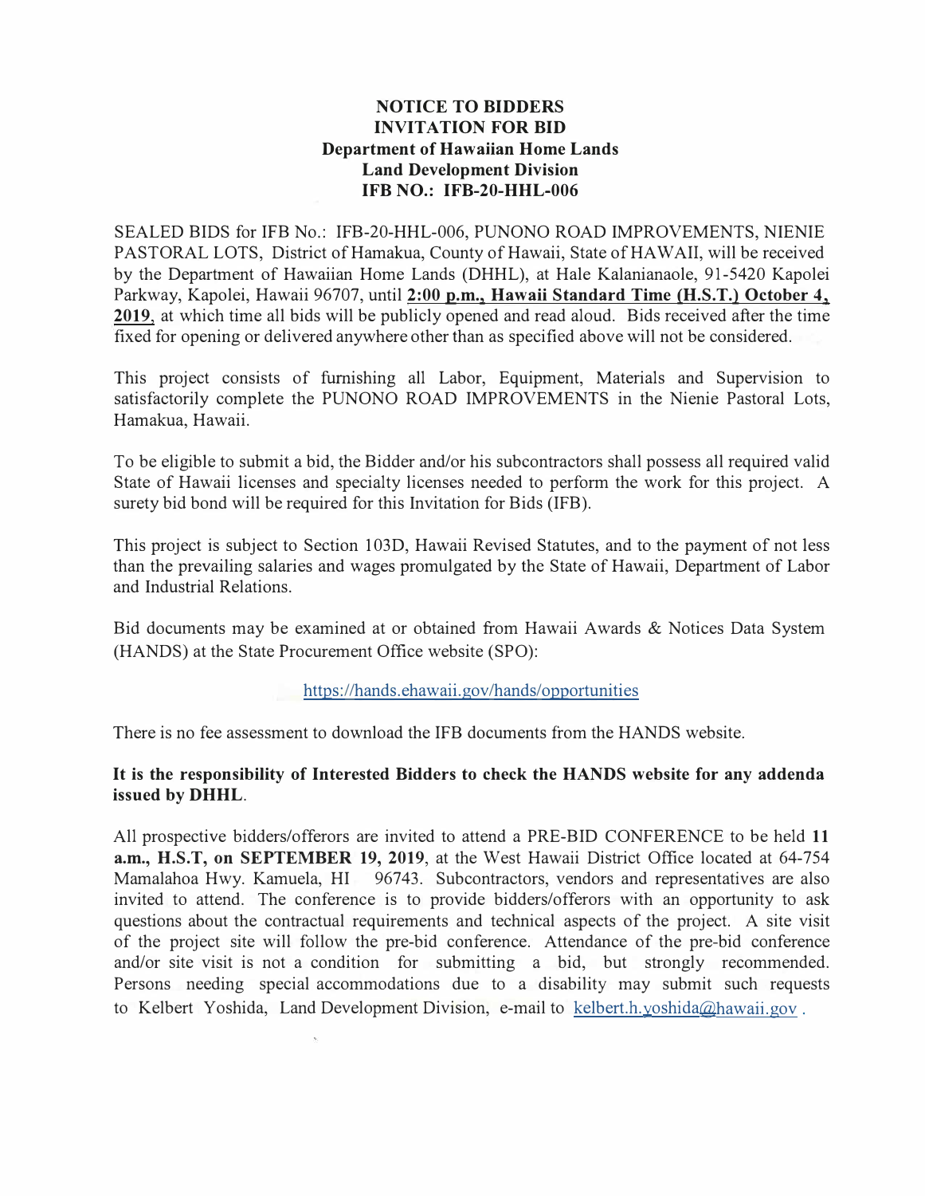# NOTICE TO BIDDERS
# INVITATION FOR BID
## Department of Hawaiian Home Lands
## Land Development Division
## IFB NO.: IFB-20-HHL-006

SEALED BIDS for IFB No.: IFB-20-HHL-006, PUNONO ROAD IMPROVEMENTS, NIENIE PASTORAL LOTS, District of Hamakua, County of Hawaii, State of HAWAII, will be received by the Department of Hawaiian Home Lands (DHHL), at Hale Kalanianaole, 91-5420 Kapolei Parkway, Kapolei, Hawaii 96707, until **2:00 p.m., Hawaii Standard Time (H.S.T.) October 4, 2019**, at which time all bids will be publicly opened and read aloud. Bids received after the time fixed for opening or delivered anywhere other than as specified above will not be considered.

This project consists of furnishing all Labor, Equipment, Materials and Supervision to satisfactorily complete the PUNONO ROAD IMPROVEMENTS in the Nienie Pastoral Lots, Hamakua, Hawaii.

To be eligible to submit a bid, the Bidder and/or his subcontractors shall possess all required valid State of Hawaii licenses and specialty licenses needed to perform the work for this project. A surety bid bond will be required for this Invitation for Bids (IFB).

This project is subject to Section 103D, Hawaii Revised Statutes, and to the payment of not less than the prevailing salaries and wages promulgated by the State of Hawaii, Department of Labor and Industrial Relations.

Bid documents may be examined at or obtained from Hawaii Awards & Notices Data System (HANDS) at the State Procurement Office website (SPO):

https://hands.ehawaii.gov/hands/opportunities

There is no fee assessment to download the IFB documents from the HANDS website.

**It is the responsibility of Interested Bidders to check the HANDS website for any addenda issued by DHHL.**

All prospective bidders/offerors are invited to attend a PRE-BID CONFERENCE to be held **11 a.m., H.S.T, on SEPTEMBER 19, 2019**, at the West Hawaii District Office located at 64-754 Mamalahoa Hwy. Kamuela, HI 96743. Subcontractors, vendors and representatives are also invited to attend. The conference is to provide bidders/offerors with an opportunity to ask questions about the contractual requirements and technical aspects of the project. A site visit of the project site will follow the pre-bid conference. Attendance of the pre-bid conference and/or site visit is not a condition for submitting a bid, but strongly recommended. Persons needing special accommodations due to a disability may submit such requests to Kelbert Yoshida, Land Development Division, e-mail to kelbert.h.yoshida@hawaii.gov .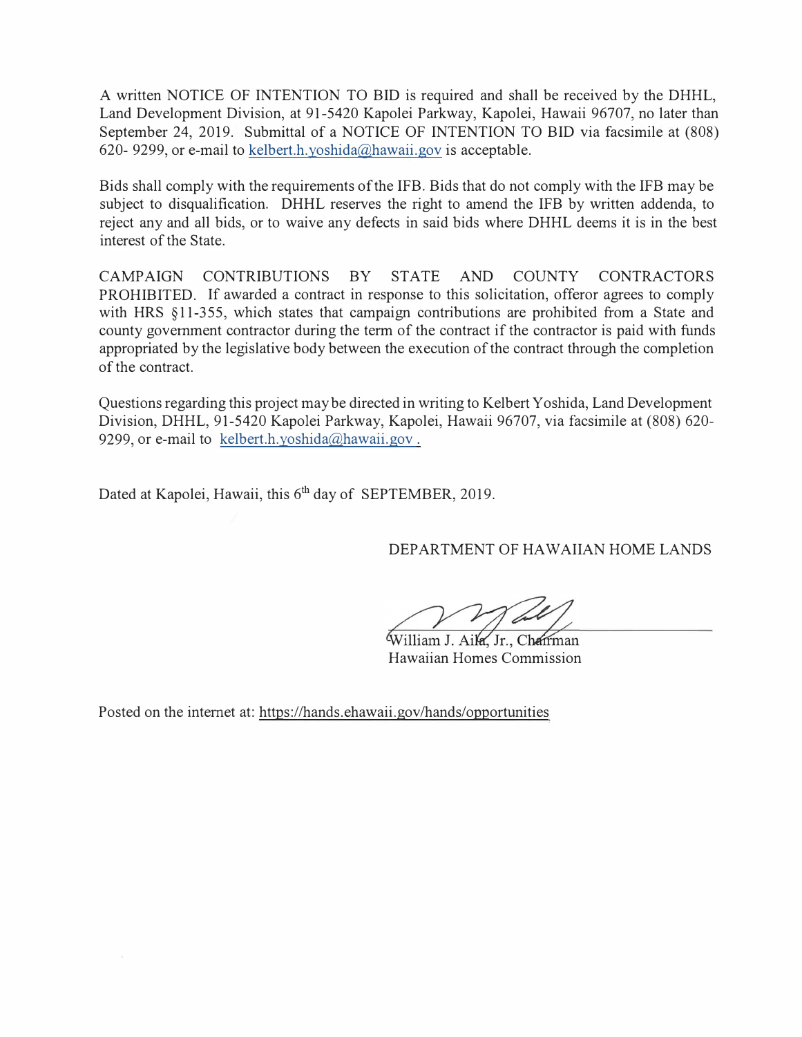A written NOTICE OF INTENTION TO BID is required and shall be received by the DHHL, Land Development Division, at 91-5420 Kapolei Parkway, Kapolei, Hawaii 96707, no later than September 24, 2019. Submittal of a NOTICE OF INTENTION TO BID via facsimile at (808) 620- 9299, or e-mail to kelbert.h.yoshida@hawaii.gov is acceptable.

Bids shall comply with the requirements of the IFB. Bids that do not comply with the IFB may be subject to disqualification. DHHL reserves the right to amend the IFB by written addenda, to reject any and all bids, or to waive any defects in said bids where DHHL deems it is in the best interest of the State.

CAMPAIGN CONTRIBUTIONS BY STATE AND COUNTY CONTRACTORS PROHIBITED. If awarded a contract in response to this solicitation, offeror agrees to comply with HRS §11-355, which states that campaign contributions are prohibited from a State and county government contractor during the term of the contract if the contractor is paid with funds appropriated by the legislative body between the execution of the contract through the completion of the contract.

Questions regarding this project may be directed in writing to Kelbert Yoshida, Land Development Division, DHHL, 91-5420 Kapolei Parkway, Kapolei, Hawaii 96707, via facsimile at (808) 620-9299, or e-mail to kelbert.h.yoshida@hawaii.gov .

Dated at Kapolei, Hawaii, this 6th day of SEPTEMBER, 2019.

DEPARTMENT OF HAWAIIAN HOME LANDS

William J. Aila, Jr., Chairman
Hawaiian Homes Commission

Posted on the internet at: https://hands.ehawaii.gov/hands/opportunities